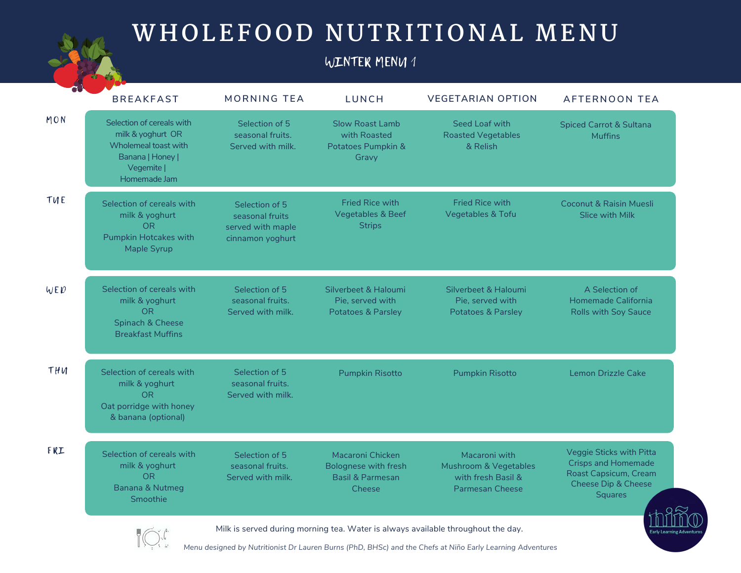# WHOLEFOOD NUTRITIONAL MENU

## WINTER MENU 1

| | BREAKFAST | MORNING TEA | LUNCH | VEGETARIAN OPTION | AFTERNOON TEA |
|---|---|---|---|---|---|
| MON | Selection of cereals with milk & yoghurt OR Wholemeal toast with Banana \| Honey \| Vegemite \| Homemade Jam | Selection of 5 seasonal fruits. Served with milk. | Slow Roast Lamb with Roasted Potatoes Pumpkin & Gravy | Seed Loaf with Roasted Vegetables & Relish | Spiced Carrot & Sultana Muffins |
| TUE | Selection of cereals with milk & yoghurt OR Pumpkin Hotcakes with Maple Syrup | Selection of 5 seasonal fruits served with maple cinnamon yoghurt | Fried Rice with Vegetables & Beef Strips | Fried Rice with Vegetables & Tofu | Coconut & Raisin Muesli Slice with Milk |
| WED | Selection of cereals with milk & yoghurt OR Spinach & Cheese Breakfast Muffins | Selection of 5 seasonal fruits. Served with milk. | Silverbeet & Haloumi Pie, served with Potatoes & Parsley | Silverbeet & Haloumi Pie, served with Potatoes & Parsley | A Selection of Homemade California Rolls with Soy Sauce |
| THU | Selection of cereals with milk & yoghurt OR Oat porridge with honey & banana (optional) | Selection of 5 seasonal fruits. Served with milk. | Pumpkin Risotto | Pumpkin Risotto | Lemon Drizzle Cake |
| FRI | Selection of cereals with milk & yoghurt OR Banana & Nutmeg Smoothie | Selection of 5 seasonal fruits. Served with milk. | Macaroni Chicken Bolognese with fresh Basil & Parmesan Cheese | Macaroni with Mushroom & Vegetables with fresh Basil & Parmesan Cheese | Veggie Sticks with Pitta Crisps and Homemade Roast Capsicum, Cream Cheese Dip & Cheese Squares |

Milk is served during morning tea. Water is always available throughout the day.

*Menu designed by Nutritionist Dr Lauren Burns (PhD, BHSc) and the Chefs at Niño Early Learning Adventures*

niño Early Learning Adventures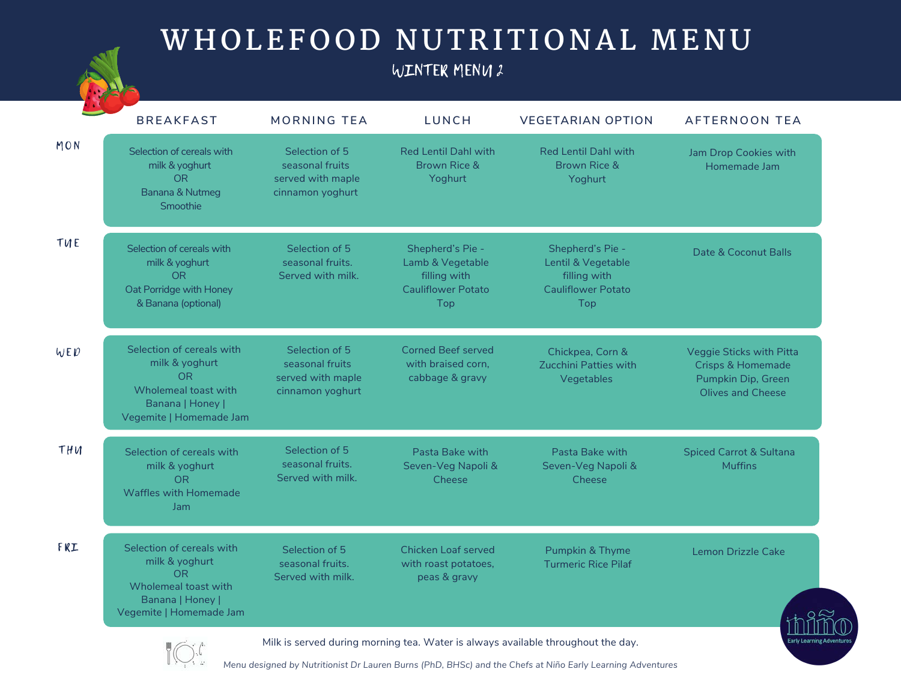# WHOLEFOOD NUTRITIONAL MENU

## WINTER MENU 2

| | BREAKFAST | MORNING TEA | LUNCH | VEGETARIAN OPTION | AFTERNOON TEA |
|---|---|---|---|---|---|
| MON | Selection of cereals with milk & yoghurt OR Banana & Nutmeg Smoothie | Selection of 5 seasonal fruits served with maple cinnamon yoghurt | Red Lentil Dahl with Brown Rice & Yoghurt | Red Lentil Dahl with Brown Rice & Yoghurt | Jam Drop Cookies with Homemade Jam |
| TUE | Selection of cereals with milk & yoghurt OR Oat Porridge with Honey & Banana (optional) | Selection of 5 seasonal fruits. Served with milk. | Shepherd's Pie - Lamb & Vegetable filling with Cauliflower Potato Top | Shepherd's Pie - Lentil & Vegetable filling with Cauliflower Potato Top | Date & Coconut Balls |
| WED | Selection of cereals with milk & yoghurt OR Wholemeal toast with Banana \| Honey \| Vegemite \| Homemade Jam | Selection of 5 seasonal fruits served with maple cinnamon yoghurt | Corned Beef served with braised corn, cabbage & gravy | Chickpea, Corn & Zucchini Patties with Vegetables | Veggie Sticks with Pitta Crisps & Homemade Pumpkin Dip, Green Olives and Cheese |
| THU | Selection of cereals with milk & yoghurt OR Waffles with Homemade Jam | Selection of 5 seasonal fruits. Served with milk. | Pasta Bake with Seven-Veg Napoli & Cheese | Pasta Bake with Seven-Veg Napoli & Cheese | Spiced Carrot & Sultana Muffins |
| FRI | Selection of cereals with milk & yoghurt OR Wholemeal toast with Banana \| Honey \| Vegemite \| Homemade Jam | Selection of 5 seasonal fruits. Served with milk. | Chicken Loaf served with roast potatoes, peas & gravy | Pumpkin & Thyme Turmeric Rice Pilaf | Lemon Drizzle Cake |

Milk is served during morning tea. Water is always available throughout the day.

*Menu designed by Nutritionist Dr Lauren Burns (PhD, BHSc) and the Chefs at Niño Early Learning Adventures*

niño Early Learning Adventures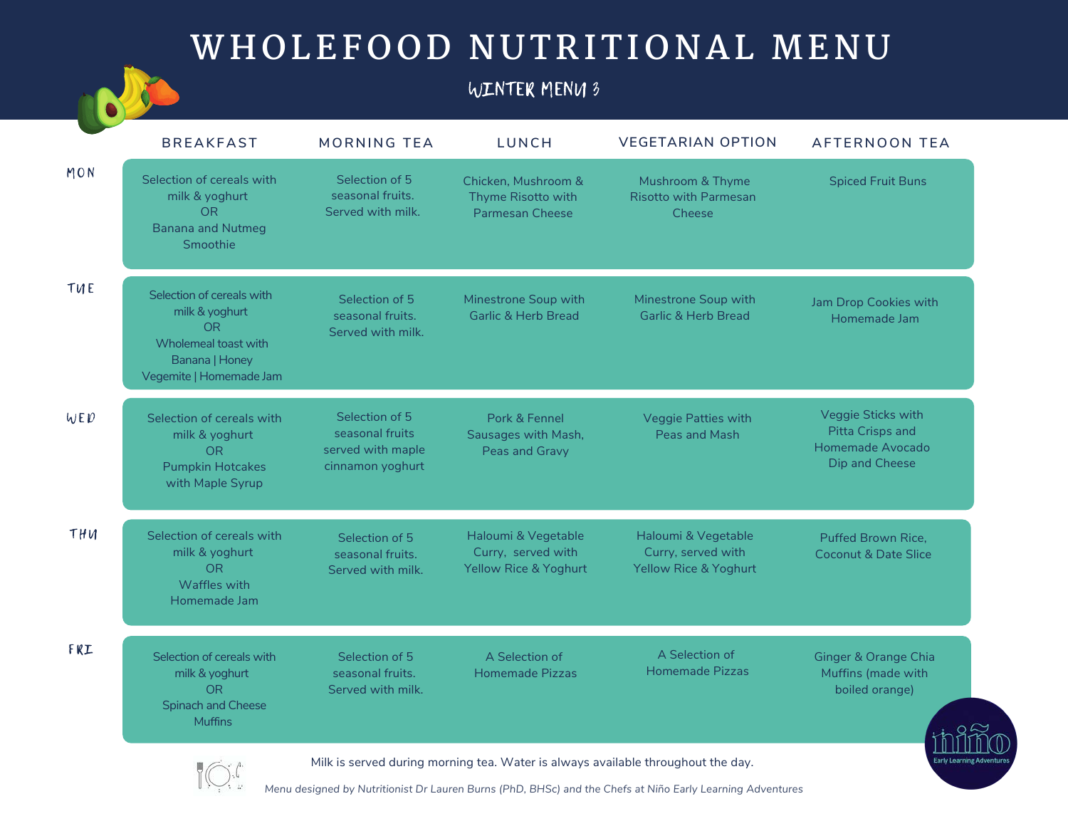# WHOLEFOOD NUTRITIONAL MENU

## WINTER MENU 3

| | BREAKFAST | MORNING TEA | LUNCH | VEGETARIAN OPTION | AFTERNOON TEA |
|---|---|---|---|---|---|
| MON | Selection of cereals with milk & yoghurt OR Banana and Nutmeg Smoothie | Selection of 5 seasonal fruits. Served with milk. | Chicken, Mushroom & Thyme Risotto with Parmesan Cheese | Mushroom & Thyme Risotto with Parmesan Cheese | Spiced Fruit Buns |
| TUE | Selection of cereals with milk & yoghurt OR Wholemeal toast with Banana \| Honey Vegemite \| Homemade Jam | Selection of 5 seasonal fruits. Served with milk. | Minestrone Soup with Garlic & Herb Bread | Minestrone Soup with Garlic & Herb Bread | Jam Drop Cookies with Homemade Jam |
| WED | Selection of cereals with milk & yoghurt OR Pumpkin Hotcakes with Maple Syrup | Selection of 5 seasonal fruits served with maple cinnamon yoghurt | Pork & Fennel Sausages with Mash, Peas and Gravy | Veggie Patties with Peas and Mash | Veggie Sticks with Pitta Crisps and Homemade Avocado Dip and Cheese |
| THU | Selection of cereals with milk & yoghurt OR Waffles with Homemade Jam | Selection of 5 seasonal fruits. Served with milk. | Haloumi & Vegetable Curry, served with Yellow Rice & Yoghurt | Haloumi & Vegetable Curry, served with Yellow Rice & Yoghurt | Puffed Brown Rice, Coconut & Date Slice |
| FRI | Selection of cereals with milk & yoghurt OR Spinach and Cheese Muffins | Selection of 5 seasonal fruits. Served with milk. | A Selection of Homemade Pizzas | A Selection of Homemade Pizzas | Ginger & Orange Chia Muffins (made with boiled orange) |

Milk is served during morning tea. Water is always available throughout the day.

*Menu designed by Nutritionist Dr Lauren Burns (PhD, BHSc) and the Chefs at Niño Early Learning Adventures*

niño Early Learning Adventures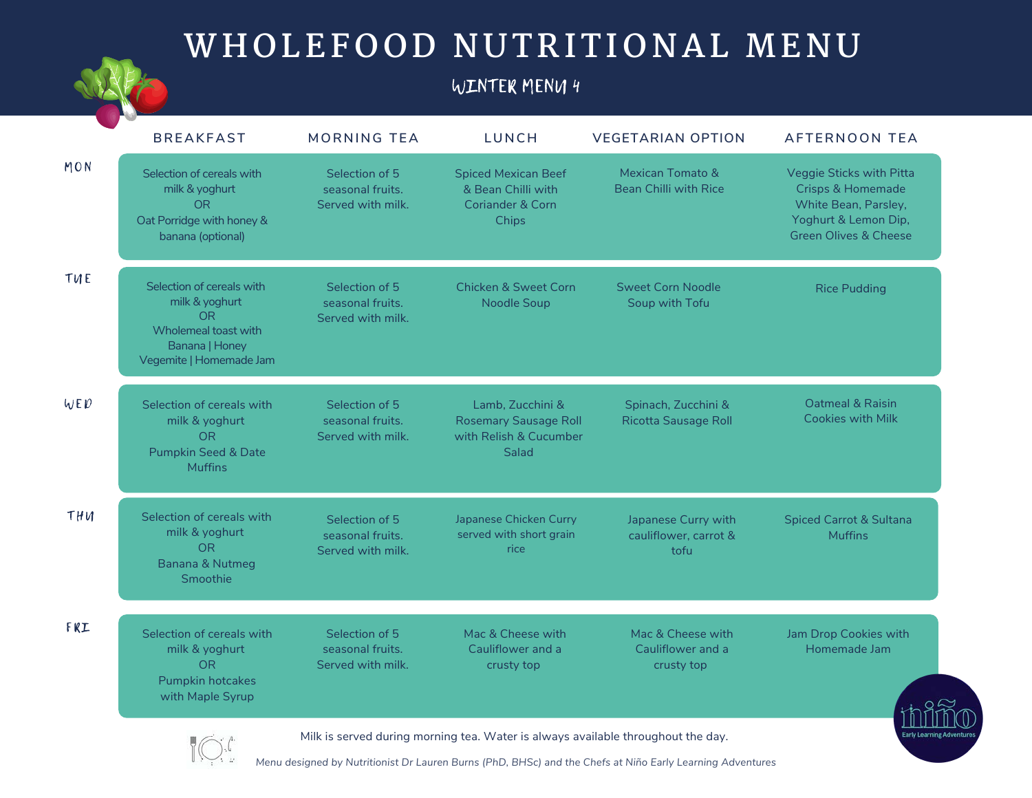# WHOLEFOOD NUTRITIONAL MENU

## WINTER MENU 4

| | BREAKFAST | MORNING TEA | LUNCH | VEGETARIAN OPTION | AFTERNOON TEA |
|---|---|---|---|---|---|
| MON | Selection of cereals with milk & yoghurt OR Oat Porridge with honey & banana (optional) | Selection of 5 seasonal fruits. Served with milk. | Spiced Mexican Beef & Bean Chilli with Coriander & Corn Chips | Mexican Tomato & Bean Chilli with Rice | Veggie Sticks with Pitta Crisps & Homemade White Bean, Parsley, Yoghurt & Lemon Dip, Green Olives & Cheese |
| TUE | Selection of cereals with milk & yoghurt OR Wholemeal toast with Banana \| Honey Vegemite \| Homemade Jam | Selection of 5 seasonal fruits. Served with milk. | Chicken & Sweet Corn Noodle Soup | Sweet Corn Noodle Soup with Tofu | Rice Pudding |
| WED | Selection of cereals with milk & yoghurt OR Pumpkin Seed & Date Muffins | Selection of 5 seasonal fruits. Served with milk. | Lamb, Zucchini & Rosemary Sausage Roll with Relish & Cucumber Salad | Spinach, Zucchini & Ricotta Sausage Roll | Oatmeal & Raisin Cookies with Milk |
| THU | Selection of cereals with milk & yoghurt OR Banana & Nutmeg Smoothie | Selection of 5 seasonal fruits. Served with milk. | Japanese Chicken Curry served with short grain rice | Japanese Curry with cauliflower, carrot & tofu | Spiced Carrot & Sultana Muffins |
| FRI | Selection of cereals with milk & yoghurt OR Pumpkin hotcakes with Maple Syrup | Selection of 5 seasonal fruits. Served with milk. | Mac & Cheese with Cauliflower and a crusty top | Mac & Cheese with Cauliflower and a crusty top | Jam Drop Cookies with Homemade Jam |

Milk is served during morning tea. Water is always available throughout the day.

*Menu designed by Nutritionist Dr Lauren Burns (PhD, BHSc) and the Chefs at Niño Early Learning Adventures*

niño Early Learning Adventures